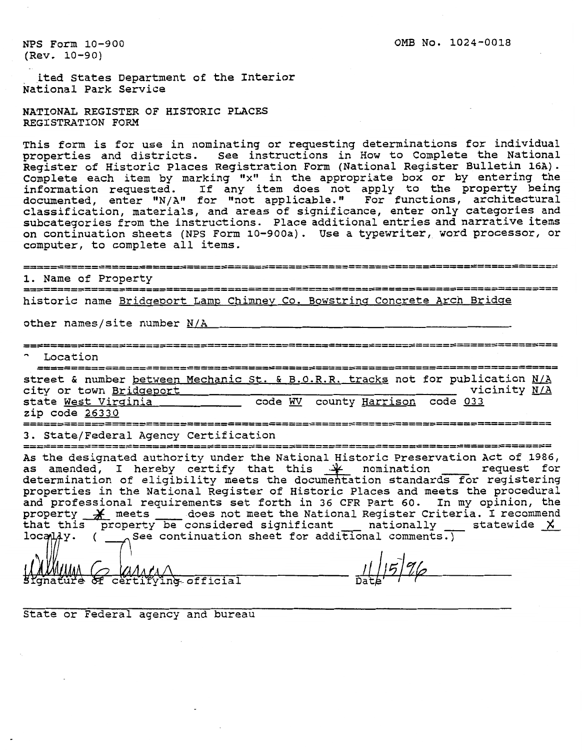NPS Form 10-900
(Rev. 10-90)

OMB No. 1024-0018

ited States Department of the Interior
National Park Service

NATIONAL REGISTER OF HISTORIC PLACES
REGISTRATION FORM

This form is for use in nominating or requesting determinations for individual properties and districts. See instructions in How to Complete the National Register of Historic Places Registration Form (National Register Bulletin 16A). Complete each item by marking "x" in the appropriate box or by entering the information requested. If any item does not apply to the property being documented, enter "N/A" for "not applicable." For functions, architectural classification, materials, and areas of significance, enter only categories and subcategories from the instructions. Place additional entries and narrative items on continuation sheets (NPS Form 10-900a). Use a typewriter, word processor, or computer, to complete all items.

## 1. Name of Property

historic name Bridgeport Lamp Chimney Co. Bowstring Concrete Arch Bridge

other names/site number N/A

## 2. Location

street & number between Mechanic St. & B.O.R.R. tracks not for publication N/A
city or town Bridgeport vicinity N/A
state West Virginia code WV county Harrison code 033
zip code 26330

## 3. State/Federal Agency Certification

As the designated authority under the National Historic Preservation Act of 1986, as amended, I hereby certify that this X nomination ___ request for determination of eligibility meets the documentation standards for registering properties in the National Register of Historic Places and meets the procedural and professional requirements set forth in 36 CFR Part 60. In my opinion, the property X meets ___ does not meet the National Register Criteria. I recommend that this property be considered significant ___ nationally ___ statewide X locally. ( ___ See continuation sheet for additional comments.)

Signature of certifying official — Date 11/15/96

State or Federal agency and bureau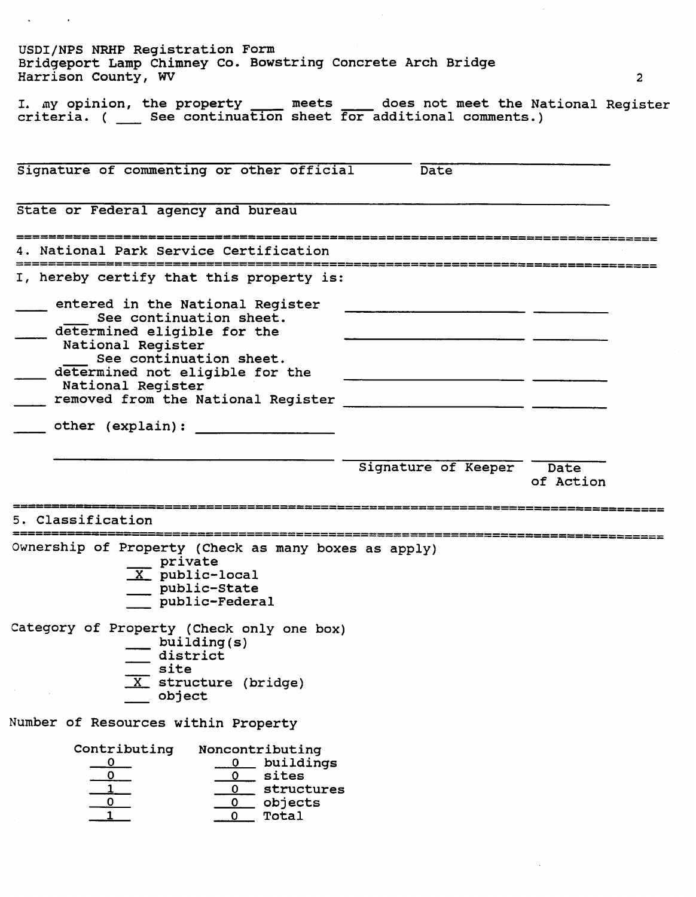In my opinion, the property ____ meets ____ does not meet the National Register criteria. ( ___ See continuation sheet for additional comments.)

Signature of commenting or other official &nbsp;&nbsp;&nbsp;&nbsp; Date

State or Federal agency and bureau

## 4. National Park Service Certification

I, hereby certify that this property is:

- ____ entered in the National Register
  - ___ See continuation sheet.
- ____ determined eligible for the National Register
  - ___ See continuation sheet.
- ____ determined not eligible for the National Register
- ____ removed from the National Register
- ____ other (explain): ________________

Signature of Keeper &nbsp;&nbsp;&nbsp;&nbsp; Date of Action

## 5. Classification

Ownership of Property (Check as many boxes as apply)

- ___ private
- _X_ public-local
- ___ public-State
- ___ public-Federal

Category of Property (Check only one box)

- ___ building(s)
- ___ district
- ___ site
- _X_ structure (bridge)
- ___ object

Number of Resources within Property

| Contributing | Noncontributing | |
|---|---|---|
| 0 | 0 | buildings |
| 0 | 0 | sites |
| 1 | 0 | structures |
| 0 | 0 | objects |
| 1 | 0 | Total |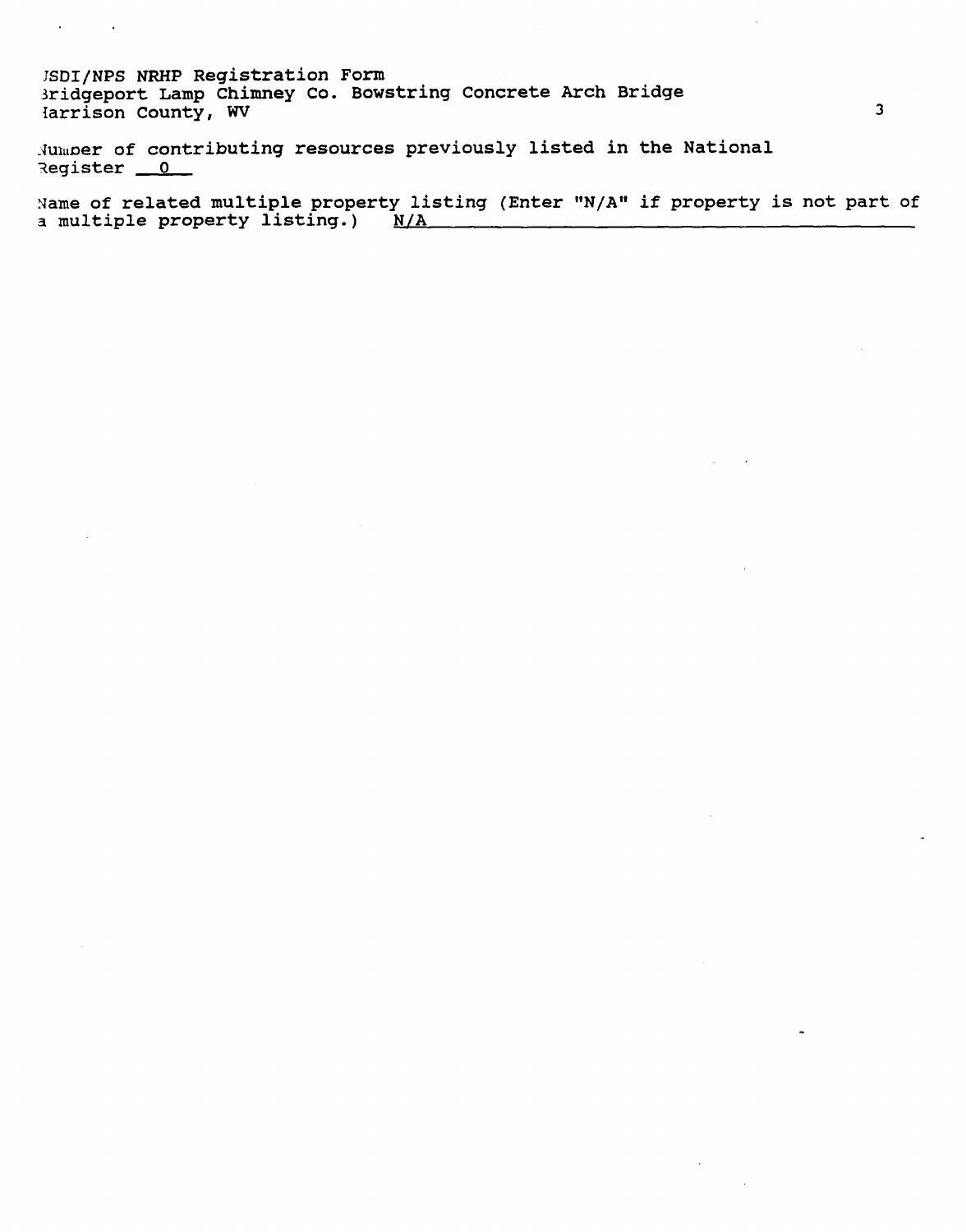Number of contributing resources previously listed in the National Register __0__

Name of related multiple property listing (Enter "N/A" if property is not part of a multiple property listing.) N/A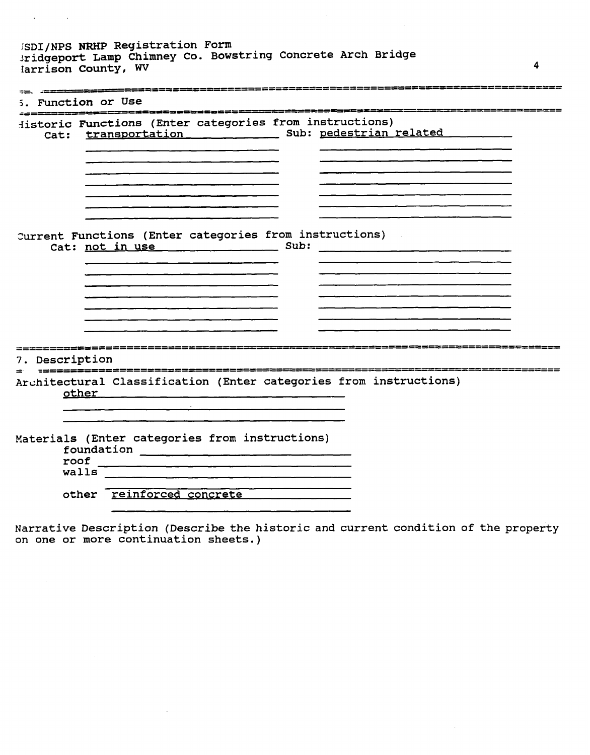## 6. Function or Use

Historic Functions (Enter categories from instructions)

Cat: transportation    Sub: pedestrian related

Current Functions (Enter categories from instructions)

Cat: not in use    Sub:

## 7. Description

Architectural Classification (Enter categories from instructions)

other

Materials (Enter categories from instructions)

foundation

roof

walls

other reinforced concrete

Narrative Description (Describe the historic and current condition of the property on one or more continuation sheets.)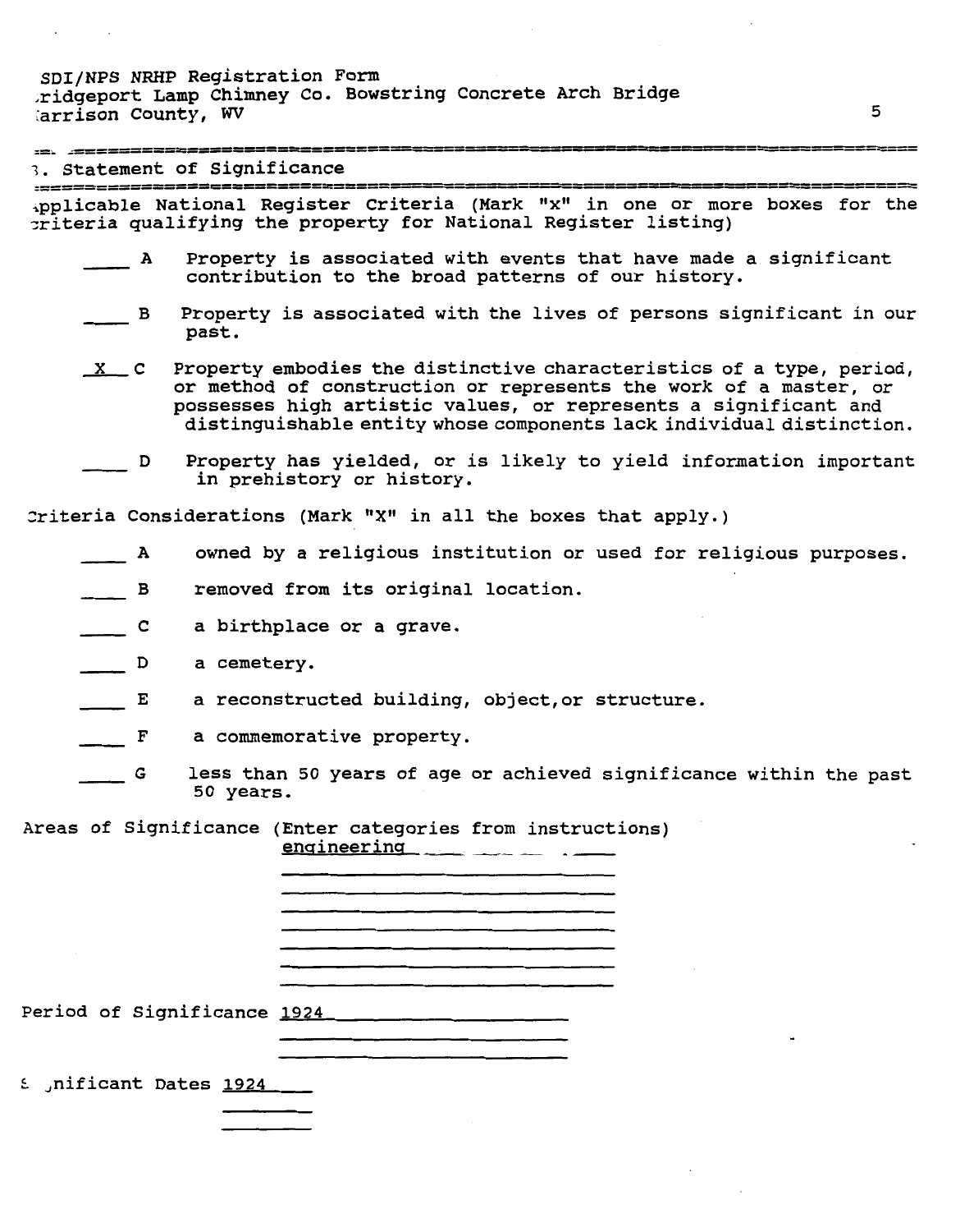## 8. Statement of Significance

Applicable National Register Criteria (Mark "x" in one or more boxes for the criteria qualifying the property for National Register listing)

____ A Property is associated with events that have made a significant contribution to the broad patterns of our history.

____ B Property is associated with the lives of persons significant in our past.

_X_ C Property embodies the distinctive characteristics of a type, period, or method of construction or represents the work of a master, or possesses high artistic values, or represents a significant and distinguishable entity whose components lack individual distinction.

____ D Property has yielded, or is likely to yield information important in prehistory or history.

Criteria Considerations (Mark "X" in all the boxes that apply.)

____ A owned by a religious institution or used for religious purposes.

____ B removed from its original location.

____ C a birthplace or a grave.

____ D a cemetery.

____ E a reconstructed building, object, or structure.

____ F a commemorative property.

____ G less than 50 years of age or achieved significance within the past 50 years.

Areas of Significance (Enter categories from instructions)
engineering

Period of Significance 1924

Significant Dates 1924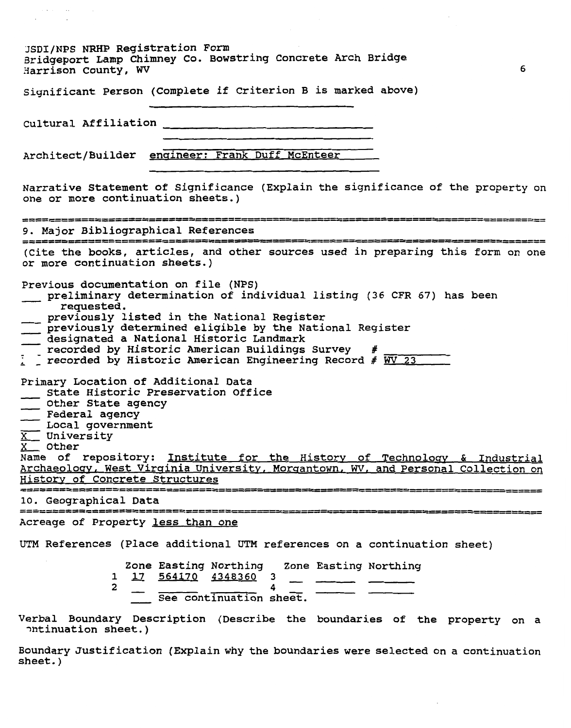USDI/NPS NRHP Registration Form
Bridgeport Lamp Chimney Co. Bowstring Concrete Arch Bridge
Harrison County, WV

Significant Person (Complete if Criterion B is marked above) ____________________

Cultural Affiliation ____________________

Architect/Builder engineer: Frank Duff McEnteer

Narrative Statement of Significance (Explain the significance of the property on one or more continuation sheets.)

## 9. Major Bibliographical References

(Cite the books, articles, and other sources used in preparing this form on one or more continuation sheets.)

Previous documentation on file (NPS)

- ___ preliminary determination of individual listing (36 CFR 67) has been requested.
- ___ previously listed in the National Register
- ___ previously determined eligible by the National Register
- ___ designated a National Historic Landmark
- ___ recorded by Historic American Buildings Survey # ________
- X recorded by Historic American Engineering Record # WV 23

Primary Location of Additional Data

- ___ State Historic Preservation Office
- ___ Other State agency
- ___ Federal agency
- ___ Local government
- X University
- X Other

Name of repository: Institute for the History of Technology & Industrial Archaeology, West Virginia University, Morgantown, WV, and Personal Collection on History of Concrete Structures

## 10. Geographical Data

Acreage of Property less than one

UTM References (Place additional UTM references on a continuation sheet)

| | Zone | Easting | Northing | | Zone | Easting | Northing |
|---|---|---|---|---|---|---|---|
| 1 | 17 | 564170 | 4348360 | 3 | | | |
| 2 | | | | 4 | | | |

___ See continuation sheet.

Verbal Boundary Description (Describe the boundaries of the property on a continuation sheet.)

Boundary Justification (Explain why the boundaries were selected on a continuation sheet.)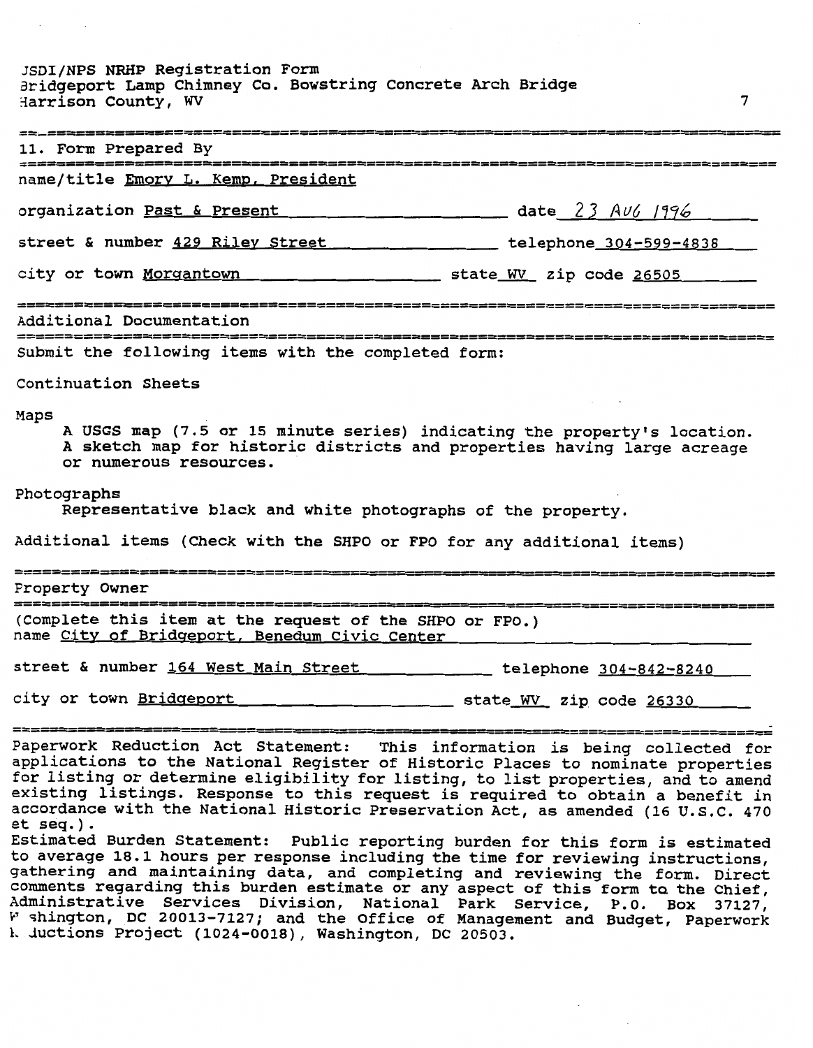## 11. Form Prepared By

name/title Emory L. Kemp, President

organization Past & Present date 23 AUG 1996

street & number 429 Riley Street telephone 304-599-4838

city or town Morgantown state WV zip code 26505

## Additional Documentation

Submit the following items with the completed form:

Continuation Sheets

Maps
A USGS map (7.5 or 15 minute series) indicating the property's location.
A sketch map for historic districts and properties having large acreage or numerous resources.

Photographs
Representative black and white photographs of the property.

Additional items (Check with the SHPO or FPO for any additional items)

## Property Owner

(Complete this item at the request of the SHPO or FPO.)
name City of Bridgeport, Benedum Civic Center

street & number 164 West Main Street telephone 304-842-8240

city or town Bridgeport state WV zip code 26330

Paperwork Reduction Act Statement: This information is being collected for applications to the National Register of Historic Places to nominate properties for listing or determine eligibility for listing, to list properties, and to amend existing listings. Response to this request is required to obtain a benefit in accordance with the National Historic Preservation Act, as amended (16 U.S.C. 470 et seq.).
Estimated Burden Statement: Public reporting burden for this form is estimated to average 18.1 hours per response including the time for reviewing instructions, gathering and maintaining data, and completing and reviewing the form. Direct comments regarding this burden estimate or any aspect of this form to the Chief, Administrative Services Division, National Park Service, P.O. Box 37127, Washington, DC 20013-7127; and the Office of Management and Budget, Paperwork Reductions Project (1024-0018), Washington, DC 20503.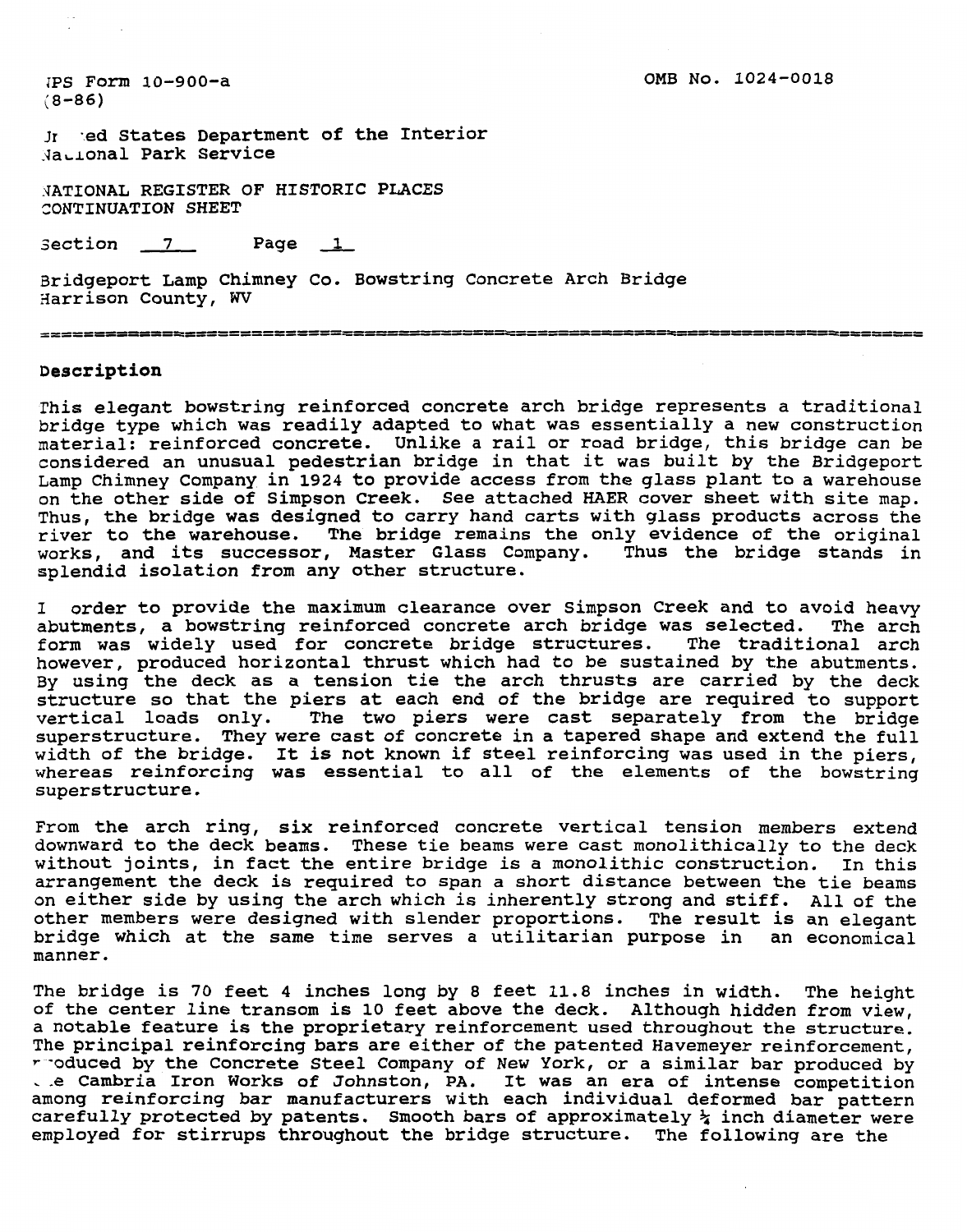NPS Form 10-900-a
(8-86)

OMB No. 1024-0018

United States Department of the Interior
National Park Service

NATIONAL REGISTER OF HISTORIC PLACES
CONTINUATION SHEET

Section 7 Page 1

Bridgeport Lamp Chimney Co. Bowstring Concrete Arch Bridge
Harrison County, WV

## Description

This elegant bowstring reinforced concrete arch bridge represents a traditional bridge type which was readily adapted to what was essentially a new construction material: reinforced concrete. Unlike a rail or road bridge, this bridge can be considered an unusual pedestrian bridge in that it was built by the Bridgeport Lamp Chimney Company in 1924 to provide access from the glass plant to a warehouse on the other side of Simpson Creek. See attached HAER cover sheet with site map. Thus, the bridge was designed to carry hand carts with glass products across the river to the warehouse. The bridge remains the only evidence of the original works, and its successor, Master Glass Company. Thus the bridge stands in splendid isolation from any other structure.

In order to provide the maximum clearance over Simpson Creek and to avoid heavy abutments, a bowstring reinforced concrete arch bridge was selected. The arch form was widely used for concrete bridge structures. The traditional arch however, produced horizontal thrust which had to be sustained by the abutments. By using the deck as a tension tie the arch thrusts are carried by the deck structure so that the piers at each end of the bridge are required to support vertical loads only. The two piers were cast separately from the bridge superstructure. They were cast of concrete in a tapered shape and extend the full width of the bridge. It is not known if steel reinforcing was used in the piers, whereas reinforcing was essential to all of the elements of the bowstring superstructure.

From the arch ring, six reinforced concrete vertical tension members extend downward to the deck beams. These tie beams were cast monolithically to the deck without joints, in fact the entire bridge is a monolithic construction. In this arrangement the deck is required to span a short distance between the tie beams on either side by using the arch which is inherently strong and stiff. All of the other members were designed with slender proportions. The result is an elegant bridge which at the same time serves a utilitarian purpose in an economical manner.

The bridge is 70 feet 4 inches long by 8 feet 11.8 inches in width. The height of the center line transom is 10 feet above the deck. Although hidden from view, a notable feature is the proprietary reinforcement used throughout the structure. The principal reinforcing bars are either of the patented Havemeyer reinforcement, produced by the Concrete Steel Company of New York, or a similar bar produced by the Cambria Iron Works of Johnston, PA. It was an era of intense competition among reinforcing bar manufacturers with each individual deformed bar pattern carefully protected by patents. Smooth bars of approximately ¼ inch diameter were employed for stirrups throughout the bridge structure. The following are the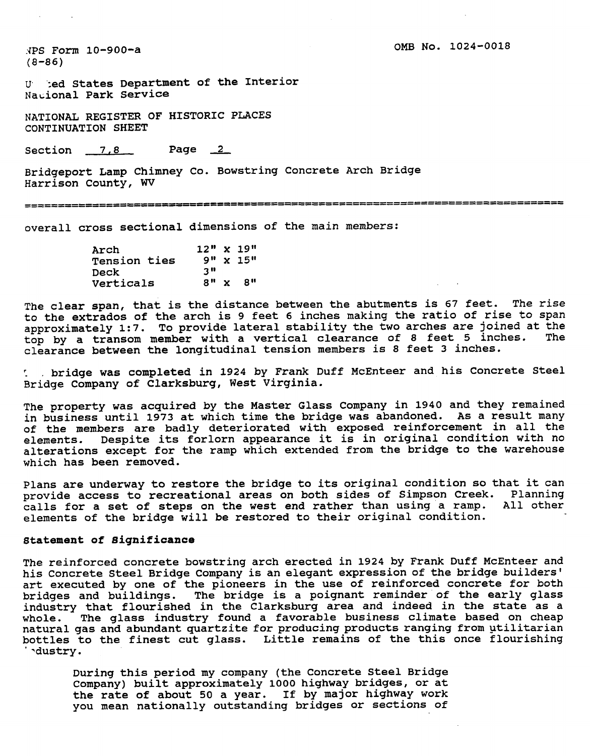NPS Form 10-900-a
(8-86)

OMB No. 1024-0018

United States Department of the Interior
National Park Service

NATIONAL REGISTER OF HISTORIC PLACES
CONTINUATION SHEET

Section 7,8 Page 2

Bridgeport Lamp Chimney Co. Bowstring Concrete Arch Bridge
Harrison County, WV

overall cross sectional dimensions of the main members:

| | |
|---|---|
| Arch | 12" x 19" |
| Tension ties | 9" x 15" |
| Deck | 3" |
| Verticals | 8" x 8" |

The clear span, that is the distance between the abutments is 67 feet. The rise to the extrados of the arch is 9 feet 6 inches making the ratio of rise to span approximately 1:7. To provide lateral stability the two arches are joined at the top by a transom member with a vertical clearance of 8 feet 5 inches. The clearance between the longitudinal tension members is 8 feet 3 inches.

The bridge was completed in 1924 by Frank Duff McEnteer and his Concrete Steel Bridge Company of Clarksburg, West Virginia.

The property was acquired by the Master Glass Company in 1940 and they remained in business until 1973 at which time the bridge was abandoned. As a result many of the members are badly deteriorated with exposed reinforcement in all the elements. Despite its forlorn appearance it is in original condition with no alterations except for the ramp which extended from the bridge to the warehouse which has been removed.

Plans are underway to restore the bridge to its original condition so that it can provide access to recreational areas on both sides of Simpson Creek. Planning calls for a set of steps on the west end rather than using a ramp. All other elements of the bridge will be restored to their original condition.

**Statement of Significance**

The reinforced concrete bowstring arch erected in 1924 by Frank Duff McEnteer and his Concrete Steel Bridge Company is an elegant expression of the bridge builders' art executed by one of the pioneers in the use of reinforced concrete for both bridges and buildings. The bridge is a poignant reminder of the early glass industry that flourished in the Clarksburg area and indeed in the state as a whole. The glass industry found a favorable business climate based on cheap natural gas and abundant quartzite for producing products ranging from utilitarian bottles to the finest cut glass. Little remains of the this once flourishing industry.

> During this period my company (the Concrete Steel Bridge Company) built approximately 1000 highway bridges, or at the rate of about 50 a year. If by major highway work you mean nationally outstanding bridges or sections of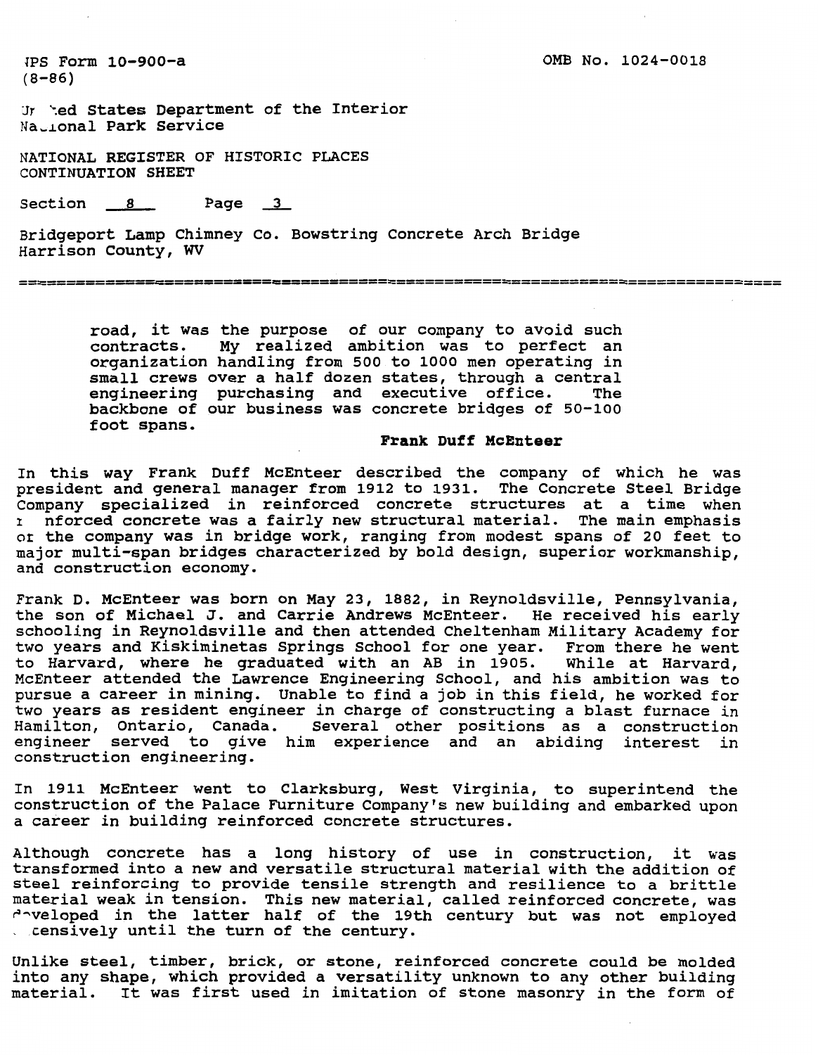road, it was the purpose of our company to avoid such contracts. My realized ambition was to perfect an organization handling from 500 to 1000 men operating in small crews over a half dozen states, through a central engineering purchasing and executive office. The backbone of our business was concrete bridges of 50-100 foot spans.

**Frank Duff McEnteer**

In this way Frank Duff McEnteer described the company of which he was president and general manager from 1912 to 1931. The Concrete Steel Bridge Company specialized in reinforced concrete structures at a time when reinforced concrete was a fairly new structural material. The main emphasis of the company was in bridge work, ranging from modest spans of 20 feet to major multi-span bridges characterized by bold design, superior workmanship, and construction economy.

Frank D. McEnteer was born on May 23, 1882, in Reynoldsville, Pennsylvania, the son of Michael J. and Carrie Andrews McEnteer. He received his early schooling in Reynoldsville and then attended Cheltenham Military Academy for two years and Kiskiminetas Springs School for one year. From there he went to Harvard, where he graduated with an AB in 1905. While at Harvard, McEnteer attended the Lawrence Engineering School, and his ambition was to pursue a career in mining. Unable to find a job in this field, he worked for two years as resident engineer in charge of constructing a blast furnace in Hamilton, Ontario, Canada. Several other positions as a construction engineer served to give him experience and an abiding interest in construction engineering.

In 1911 McEnteer went to Clarksburg, West Virginia, to superintend the construction of the Palace Furniture Company's new building and embarked upon a career in building reinforced concrete structures.

Although concrete has a long history of use in construction, it was transformed into a new and versatile structural material with the addition of steel reinforcing to provide tensile strength and resilience to a brittle material weak in tension. This new material, called reinforced concrete, was developed in the latter half of the 19th century but was not employed extensively until the turn of the century.

Unlike steel, timber, brick, or stone, reinforced concrete could be molded into any shape, which provided a versatility unknown to any other building material. It was first used in imitation of stone masonry in the form of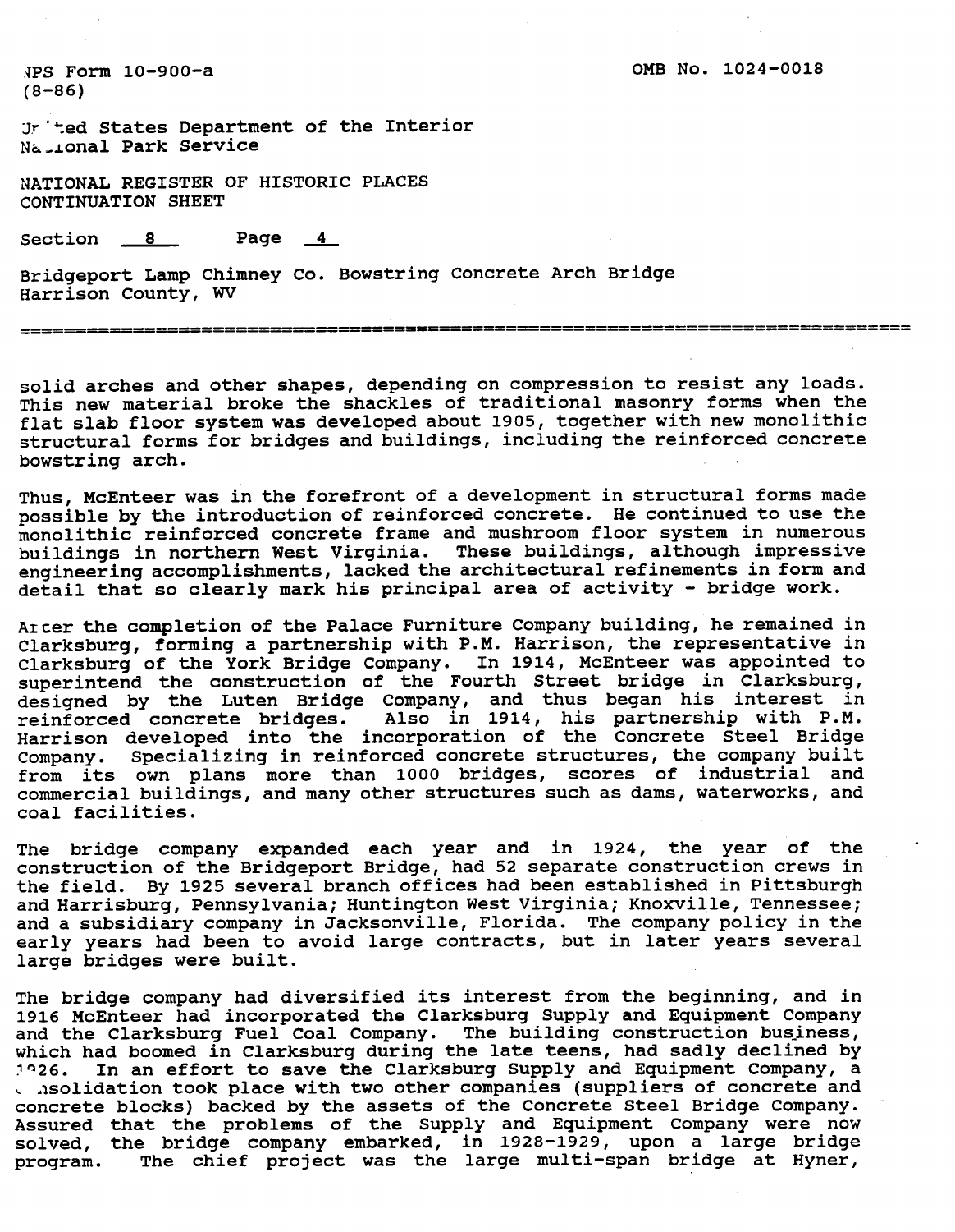solid arches and other shapes, depending on compression to resist any loads. This new material broke the shackles of traditional masonry forms when the flat slab floor system was developed about 1905, together with new monolithic structural forms for bridges and buildings, including the reinforced concrete bowstring arch.

Thus, McEnteer was in the forefront of a development in structural forms made possible by the introduction of reinforced concrete. He continued to use the monolithic reinforced concrete frame and mushroom floor system in numerous buildings in northern West Virginia. These buildings, although impressive engineering accomplishments, lacked the architectural refinements in form and detail that so clearly mark his principal area of activity - bridge work.

After the completion of the Palace Furniture Company building, he remained in Clarksburg, forming a partnership with P.M. Harrison, the representative in Clarksburg of the York Bridge Company. In 1914, McEnteer was appointed to superintend the construction of the Fourth Street bridge in Clarksburg, designed by the Luten Bridge Company, and thus began his interest in reinforced concrete bridges. Also in 1914, his partnership with P.M. Harrison developed into the incorporation of the Concrete Steel Bridge Company. Specializing in reinforced concrete structures, the company built from its own plans more than 1000 bridges, scores of industrial and commercial buildings, and many other structures such as dams, waterworks, and coal facilities.

The bridge company expanded each year and in 1924, the year of the construction of the Bridgeport Bridge, had 52 separate construction crews in the field. By 1925 several branch offices had been established in Pittsburgh and Harrisburg, Pennsylvania; Huntington West Virginia; Knoxville, Tennessee; and a subsidiary company in Jacksonville, Florida. The company policy in the early years had been to avoid large contracts, but in later years several large bridges were built.

The bridge company had diversified its interest from the beginning, and in 1916 McEnteer had incorporated the Clarksburg Supply and Equipment Company and the Clarksburg Fuel Coal Company. The building construction business, which had boomed in Clarksburg during the late teens, had sadly declined by 1926. In an effort to save the Clarksburg Supply and Equipment Company, a consolidation took place with two other companies (suppliers of concrete and concrete blocks) backed by the assets of the Concrete Steel Bridge Company. Assured that the problems of the Supply and Equipment Company were now solved, the bridge company embarked, in 1928-1929, upon a large bridge program. The chief project was the large multi-span bridge at Hyner,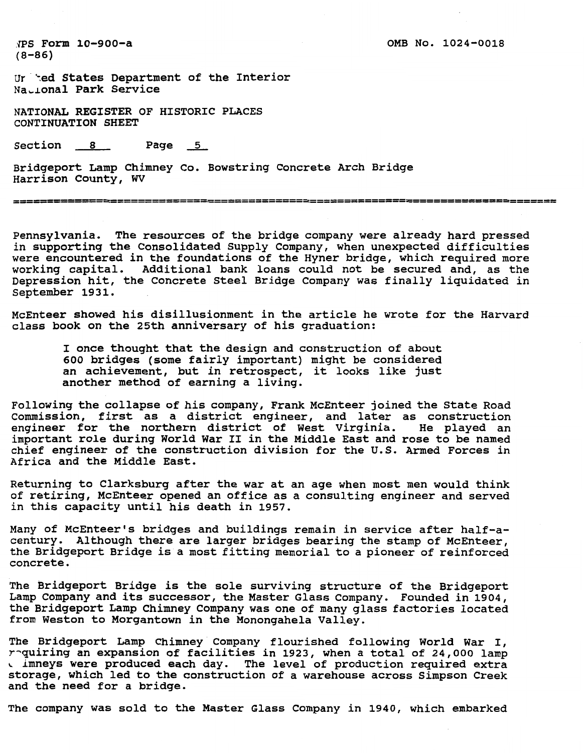Pennsylvania. The resources of the bridge company were already hard pressed in supporting the Consolidated Supply Company, when unexpected difficulties were encountered in the foundations of the Hyner bridge, which required more working capital. Additional bank loans could not be secured and, as the Depression hit, the Concrete Steel Bridge Company was finally liquidated in September 1931.

McEnteer showed his disillusionment in the article he wrote for the Harvard class book on the 25th anniversary of his graduation:

> I once thought that the design and construction of about 600 bridges (some fairly important) might be considered an achievement, but in retrospect, it looks like just another method of earning a living.

Following the collapse of his company, Frank McEnteer joined the State Road Commission, first as a district engineer, and later as construction engineer for the northern district of West Virginia. He played an important role during World War II in the Middle East and rose to be named chief engineer of the construction division for the U.S. Armed Forces in Africa and the Middle East.

Returning to Clarksburg after the war at an age when most men would think of retiring, McEnteer opened an office as a consulting engineer and served in this capacity until his death in 1957.

Many of McEnteer's bridges and buildings remain in service after half-a-century. Although there are larger bridges bearing the stamp of McEnteer, the Bridgeport Bridge is a most fitting memorial to a pioneer of reinforced concrete.

The Bridgeport Bridge is the sole surviving structure of the Bridgeport Lamp Company and its successor, the Master Glass Company. Founded in 1904, the Bridgeport Lamp Chimney Company was one of many glass factories located from Weston to Morgantown in the Monongahela Valley.

The Bridgeport Lamp Chimney Company flourished following World War I, requiring an expansion of facilities in 1923, when a total of 24,000 lamp chimneys were produced each day. The level of production required extra storage, which led to the construction of a warehouse across Simpson Creek and the need for a bridge.

The company was sold to the Master Glass Company in 1940, which embarked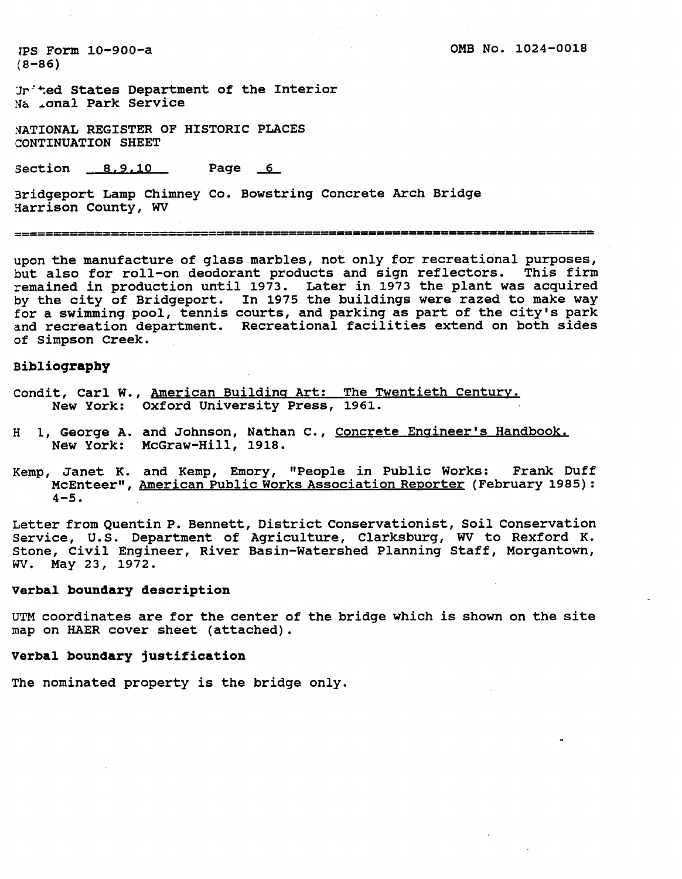upon the manufacture of glass marbles, not only for recreational purposes, but also for roll-on deodorant products and sign reflectors. This firm remained in production until 1973. Later in 1973 the plant was acquired by the city of Bridgeport. In 1975 the buildings were razed to make way for a swimming pool, tennis courts, and parking as part of the city's park and recreation department. Recreational facilities extend on both sides of Simpson Creek.

**Bibliography**

Condit, Carl W., American Building Art: The Twentieth Century. New York: Oxford University Press, 1961.

H l, George A. and Johnson, Nathan C., Concrete Engineer's Handbook. New York: McGraw-Hill, 1918.

Kemp, Janet K. and Kemp, Emory, "People in Public Works: Frank Duff McEnteer", American Public Works Association Reporter (February 1985): 4-5.

Letter from Quentin P. Bennett, District Conservationist, Soil Conservation Service, U.S. Department of Agriculture, Clarksburg, WV to Rexford K. Stone, Civil Engineer, River Basin-Watershed Planning Staff, Morgantown, WV. May 23, 1972.

**Verbal boundary description**

UTM coordinates are for the center of the bridge which is shown on the site map on HAER cover sheet (attached).

**Verbal boundary justification**

The nominated property is the bridge only.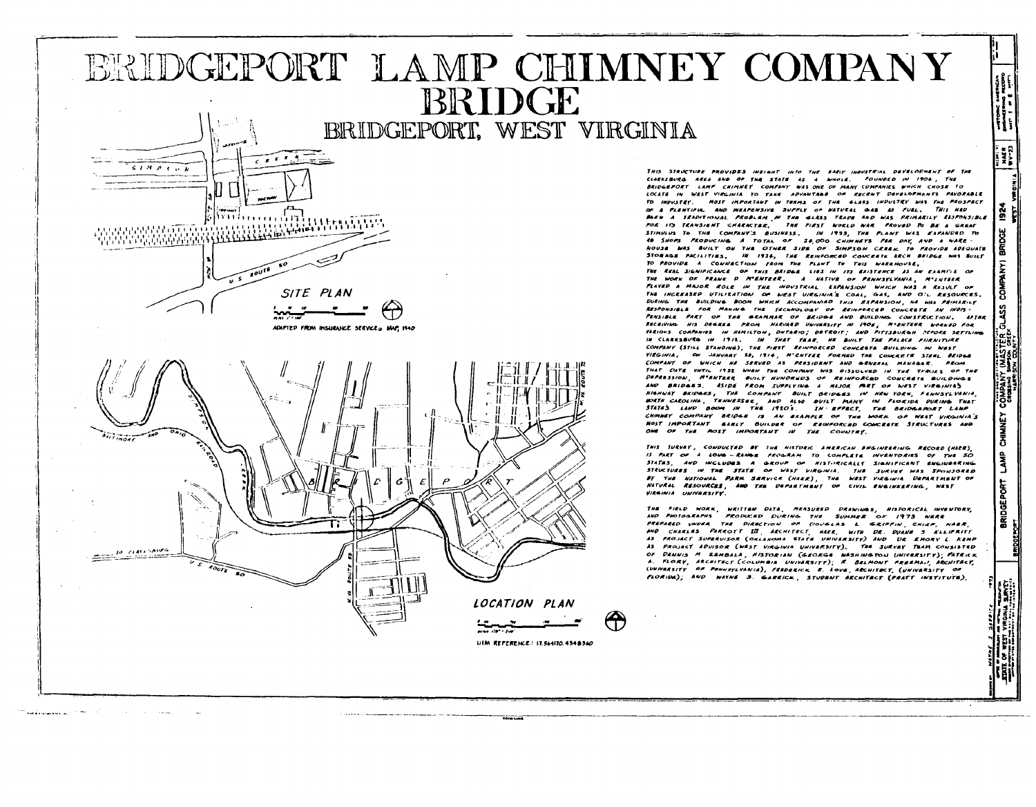# BRIDGEPORT LAMP CHIMNEY COMPANY BRIDGE

## BRIDGEPORT, WEST VIRGINIA

SITE PLAN

ADAPTED FROM INSURANCE SERVICES MAP, 1940

LOCATION PLAN

UTM REFERENCE: 17.564170.4348360

THIS STRUCTURE PROVIDES INSIGHT INTO THE EARLY INDUSTRIAL DEVELOPMENT OF THE CLARKSBURG AREA AND OF THE STATE AS A WHOLE. FOUNDED IN 1904, THE BRIDGEPORT LAMP CHIMNEY COMPANY WAS ONE OF MANY COMPANIES WHICH CHOSE TO LOCATE IN WEST VIRGINIA TO TAKE ADVANTAGE OF RECENT DEVELOPMENTS FAVORABLE TO INDUSTRY. MOST IMPORTANT IN TERMS OF THE GLASS INDUSTRY WAS THE PROSPECT OF A PLENTIFUL AND INEXPENSIVE SUPPLY OF NATURAL GAS AS FUEL. THIS HAD BEEN A TRADITIONAL PROBLEM IN THE GLASS TRADE AND WAS PRIMARILY RESPONSIBLE FOR ITS TRANSIENT CHARACTER. THE FIRST WORLD WAR PROVED TO BE A GREAT STIMULUS TO THE COMPANY'S BUSINESS. IN 1923, THE PLANT WAS EXPANDED TO 48 SHOPS PRODUCING A TOTAL OF 28,000 CHIMNEYS PER DAY, AND A WAREHOUSE WAS BUILT ON THE OTHER SIDE OF SIMPSON CREEK TO PROVIDE ADEQUATE STORAGE FACILITIES. IN 1924, THE REINFORCED CONCRETE ARCH BRIDGE WAS BUILT TO PROVIDE A CONNECTION FROM THE PLANT TO THIS WAREHOUSE.

THE REAL SIGNIFICANCE OF THIS BRIDGE LIES IN ITS EXISTENCE AS AN EXAMPLE OF THE WORK OF FRANK D M'ENTEER. A NATIVE OF PENNSYLVANIA, M'ENTEER PLAYED A MAJOR ROLE IN THE INDUSTRIAL EXPANSION WHICH WAS A RESULT OF THE INCREASED UTILIZATION OF WEST VIRGINIA'S COAL, GAS, AND OIL RESOURCES. DURING THE BUILDING BOOM WHICH ACCOMPANIED THIS EXPANSION, HE WAS PRIMARILY RESPONSIBLE FOR MAKING THE TECHNOLOGY OF REINFORCED CONCRETE AN INDISPENSIBLE PART OF THE GRAMMAR OF BRIDGE AND BUILDING CONSTRUCTION. AFTER RECEIVING HIS DEGREE FROM HARVARD UNIVERSITY IN 1905, M'ENTEER WORKED FOR VARIOUS COMPANIES IN HAMILTON, ONTARIO; DETROIT; AND PITTSBURGH BEFORE SETTLING IN CLARKSBURG IN 1912. IN THAT YEAR, HE BUILT THE PALACE FURNITURE COMPANY (STILL STANDING), THE FIRST REINFORCED CONCRETE BUILDING IN WEST VIRGINIA. ON JANUARY 28, 1916, M'ENTEER FORMED THE CONCRETE STEEL BRIDGE COMPANY OF WHICH HE SERVED AS PRESIDENT AND GENERAL MANAGER. FROM THAT DATE UNTIL 1932 WHEN THE COMPANY WAS DISSOLVED IN THE THROES OF THE DEPRESSION, M'ENTEER BUILT HUNDREDS OF REINFORCED CONCRETE BUILDINGS AND BRIDGES. ASIDE FROM SUPPLYING A MAJOR PART OF WEST VIRGINIA'S HIGHWAY BRIDGES, THE COMPANY BUILT BRIDGES IN NEW YORK, PENNSYLVANIA, NORTH CAROLINA, TENNESSEE, AND ALSO BUILT MANY IN FLORIDA DURING THAT STATE'S LAND BOOM IN THE 1920'S. IN EFFECT, THE BRIDGEPORT LAMP CHIMNEY COMPANY BRIDGE IS AN EXAMPLE OF THE WORK OF WEST VIRGINIA'S MOST IMPORTANT EARLY BUILDER OF REINFORCED CONCRETE STRUCTURES AND ONE OF THE MOST IMPORTANT IN THE COUNTRY.

THIS SURVEY, CONDUCTED BY THE HISTORIC AMERICAN ENGINEERING RECORD (HAER), IS PART OF A LONG-RANGE PROGRAM TO COMPLETE INVENTORIES OF THE 50 STATES, AND INCLUDES A GROUP OF HISTORICALLY SIGNIFICANT ENGINEERING STRUCTURES IN THE STATE OF WEST VIRGINIA. THE SURVEY WAS SPONSORED BY THE NATIONAL PARK SERVICE (HAER), THE WEST VIRGINIA DEPARTMENT OF NATURAL RESOURCES, AND THE DEPARTMENT OF CIVIL ENGINEERING, WEST VIRGINIA UNIVERSITY.

THE FIELD WORK, WRITTEN DATA, MEASURED DRAWINGS, HISTORICAL INVENTORY, AND PHOTOGRAPHS PRODUCED DURING THE SUMMER OF 1975 WERE PREPARED UNDER THE DIRECTION OF DOUGLAS L GRIFFIN, CHIEF, HAER, AND CHARLES PARROTT III, ARCHITECT, HAER, WITH DR. DUANE S ELLIFRITT AS PROJECT SUPERVISOR (OKLAHOMA STATE UNIVERSITY) AND DR EMORY L KEMP AS PROJECT ADVISOR (WEST VIRGINIA UNIVERSITY). THE SURVEY TEAM CONSISTED OF DENNIS M ZEMBALA, HISTORIAN (GEORGE WASHINGTON UNIVERSITY); PATRICK A. FLORY, ARCHITECT (COLUMBIA UNIVERSITY); R. BELMONT FREEMAN, ARCHITECT, (UNIVERSITY OF PENNSYLVANIA); FREDERICK R. LOVE, ARCHITECT, (UNIVERSITY OF FLORIDA); AND WAYNE S. GARRICK, STUDENT ARCHITECT (PRATT INSTITUTE).

BRIDGEPORT LAMP CHIMNEY COMPANY (MASTER GLASS COMPANY) BRIDGE 1924 — CROSSING SIMPSON CREEK — BRIDGEPORT — HARRISON COUNTY — WEST VIRGINIA

HAER WV-23 — HISTORIC AMERICAN ENGINEERING RECORD — SHEET 1 OF 8 SHEETS

DRAWN BY: WAYNE S. GARRICK 1975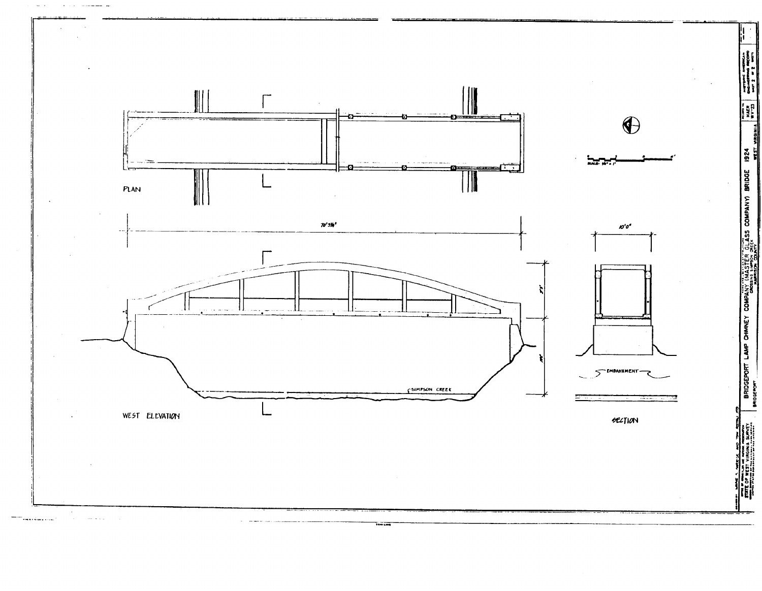PLAN

WEST ELEVATION

SECTION

70'3½"

10'0"

SIMPSON CREEK

EMBANKMENT

SCALE: 1/8" = 1'

BRIDGEPORT LAMP CHIMNEY COMPANY (MASTER GLASS COMPANY) BRIDGE 1924

CROSSING SIMPSON CREEK
HARRISON COUNTY

BRIDGEPORT

WEST VIRGINIA

HISTORIC AMERICAN ENGINEERING RECORD

HAER
WV-23

SHEET 2 OF 2 SHEETS

STATE OF WEST VIRGINIA SURVEY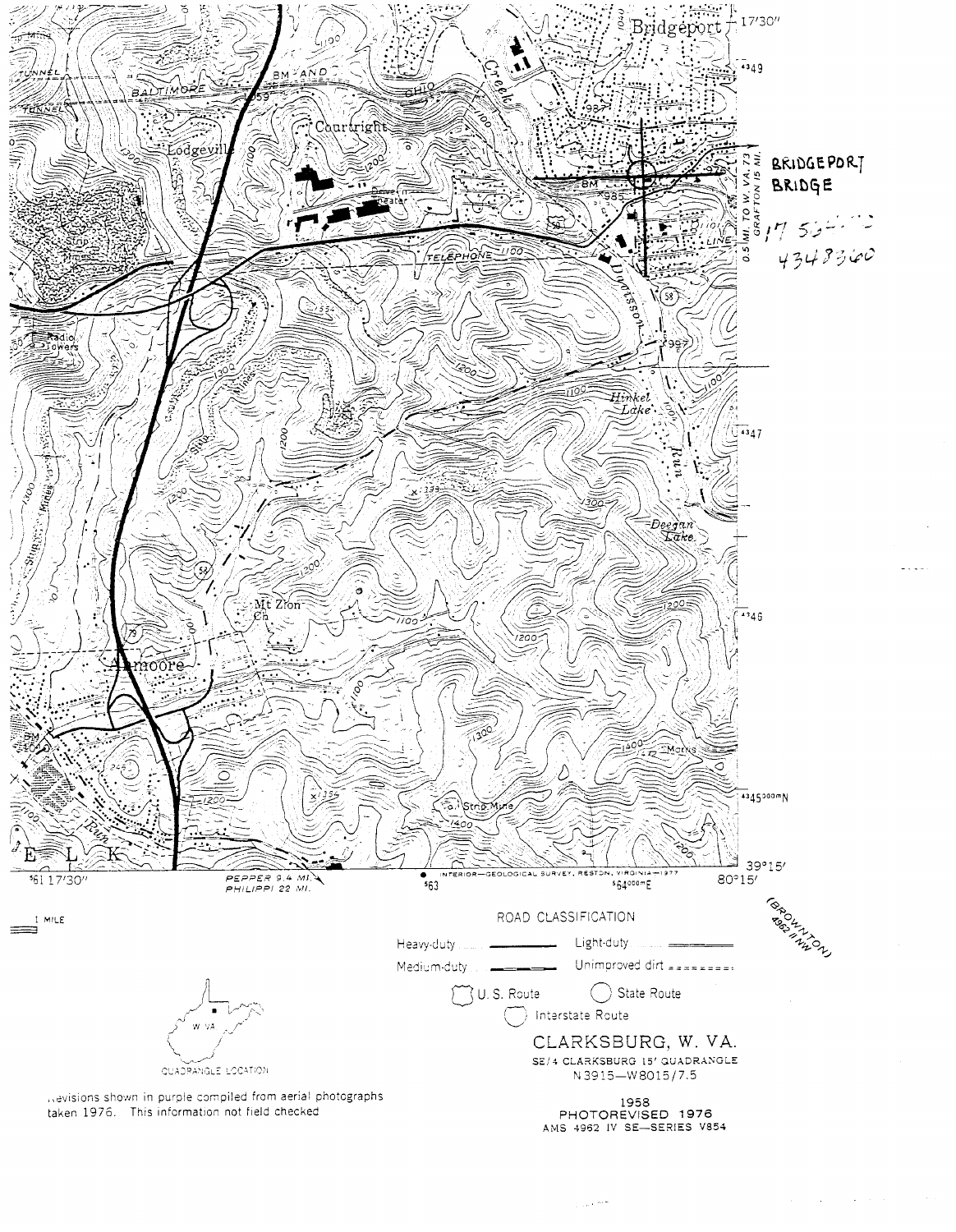BRIDGEPORT BRIDGE

17 554??
4348360

1 MILE

ROAD CLASSIFICATION

Heavy-duty — Light-duty
Medium-duty — Unimproved dirt

U. S. Route — State Route
Interstate Route

QUADRANGLE LOCATION

Revisions shown in purple compiled from aerial photographs taken 1976. This information not field checked

# CLARKSBURG, W. VA.

SE/4 CLARKSBURG 15' QUADRANGLE
N3915—W8015/7.5

1958
PHOTOREVISED 1976
AMS 4962 IV SE—SERIES V854

(BROWNTON 4962 II NW)

INTERIOR—GEOLOGICAL SURVEY, RESTON, VIRGINIA—1977

PEPPER 9.4 MI.
PHILIPPI 22 MI.

0.5 MI. TO W. VA. 73
GRAFTON 15 MI.